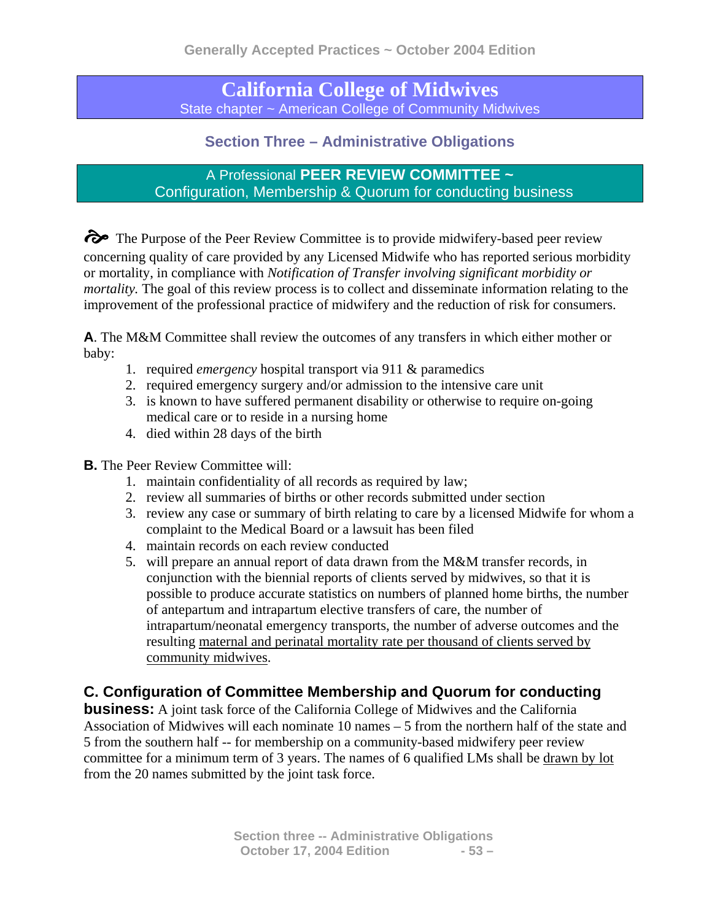# California College of Midwives

State chapter ~ American College of Community Midwives

## Section Three – Administrative Obligations

### A Professional **PEER REVIEW COMMITTEE ~** Configuration, Membership & Quorum for conducting business

The Purpose of the Peer Review Committee is to provide midwifery-based peer review concerning quality of care provided by any Licensed Midwife who has reported serious morbidity or mortality, in compliance with *Notification of Transfer involving significant morbidity or mortality.* The goal of this review process is to collect and disseminate information relating to the improvement of the professional practice of midwifery and the reduction of risk for consumers.

**A**. The M&M Committee shall review the outcomes of any transfers in which either mother or baby:

1. required *emergency* hospital transport via 911 & paramedics
2. required emergency surgery and/or admission to the intensive care unit
3. is known to have suffered permanent disability or otherwise to require on-going medical care or to reside in a nursing home
4. died within 28 days of the birth

**B.** The Peer Review Committee will:

1. maintain confidentiality of all records as required by law;
2. review all summaries of births or other records submitted under section
3. review any case or summary of birth relating to care by a licensed Midwife for whom a complaint to the Medical Board or a lawsuit has been filed
4. maintain records on each review conducted
5. will prepare an annual report of data drawn from the M&M transfer records, in conjunction with the biennial reports of clients served by midwives, so that it is possible to produce accurate statistics on numbers of planned home births, the number of antepartum and intrapartum elective transfers of care, the number of intrapartum/neonatal emergency transports, the number of adverse outcomes and the resulting maternal and perinatal mortality rate per thousand of clients served by community midwives.

**C. Configuration of Committee Membership and Quorum for conducting business:** A joint task force of the California College of Midwives and the California Association of Midwives will each nominate 10 names – 5 from the northern half of the state and 5 from the southern half -- for membership on a community-based midwifery peer review committee for a minimum term of 3 years. The names of 6 qualified LMs shall be drawn by lot from the 20 names submitted by the joint task force.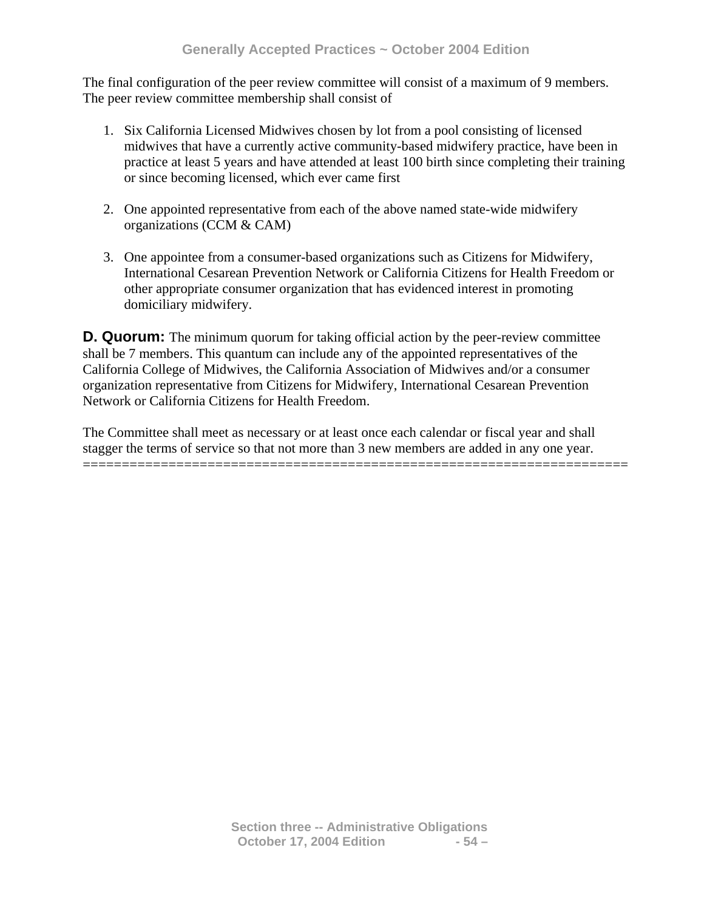The final configuration of the peer review committee will consist of a maximum of 9 members. The peer review committee membership shall consist of

1. Six California Licensed Midwives chosen by lot from a pool consisting of licensed midwives that have a currently active community-based midwifery practice, have been in practice at least 5 years and have attended at least 100 birth since completing their training or since becoming licensed, which ever came first

2. One appointed representative from each of the above named state-wide midwifery organizations (CCM & CAM)

3. One appointee from a consumer-based organizations such as Citizens for Midwifery, International Cesarean Prevention Network or California Citizens for Health Freedom or other appropriate consumer organization that has evidenced interest in promoting domiciliary midwifery.

**D. Quorum:** The minimum quorum for taking official action by the peer-review committee shall be 7 members. This quantum can include any of the appointed representatives of the California College of Midwives, the California Association of Midwives and/or a consumer organization representative from Citizens for Midwifery, International Cesarean Prevention Network or California Citizens for Health Freedom.

The Committee shall meet as necessary or at least once each calendar or fiscal year and shall stagger the terms of service so that not more than 3 new members are added in any one year.

=====================================================================